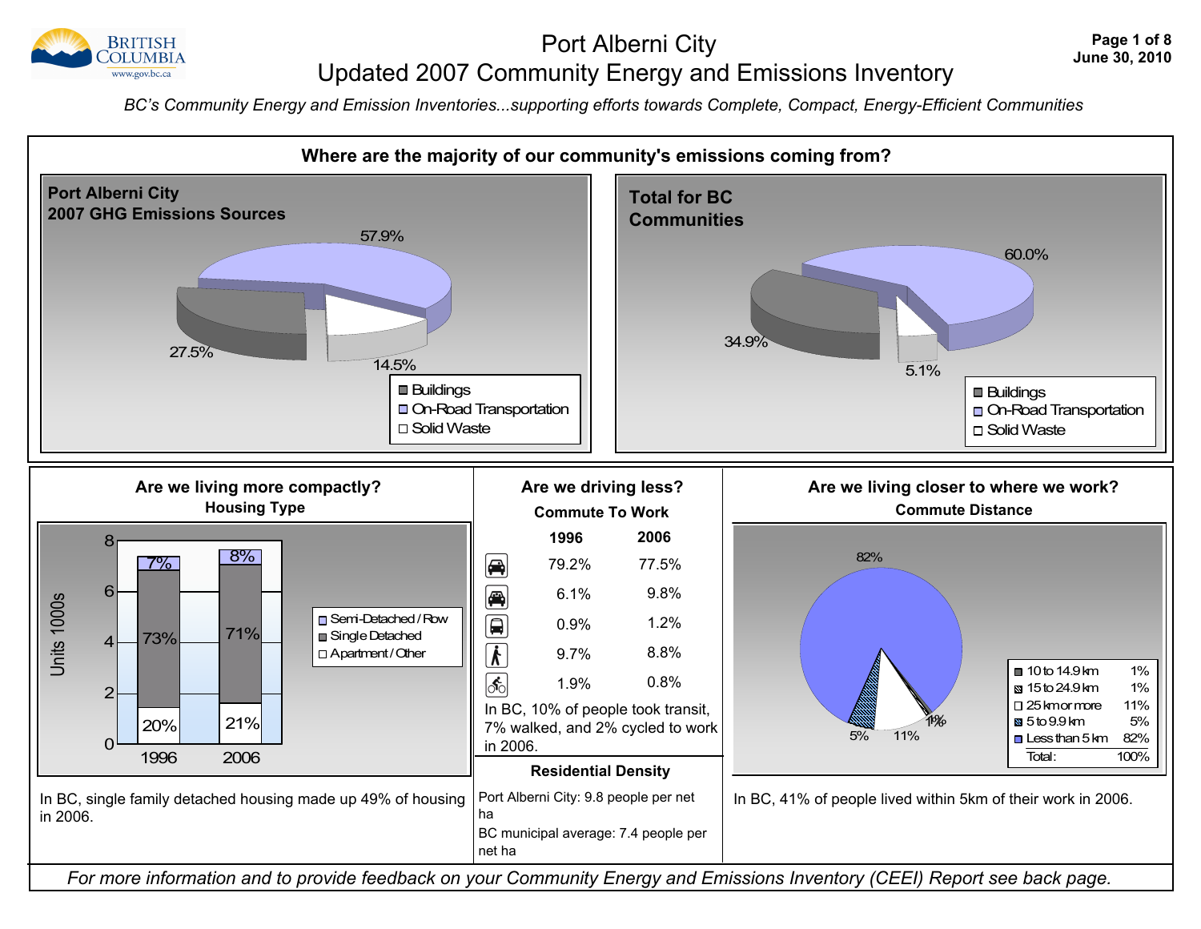# Port Alberni City
## Updated 2007 Community Energy and Emissions Inventory

*BC's Community Energy and Emission Inventories...supporting efforts towards Complete, Compact, Energy-Efficient Communities*

## Where are the majority of our community's emissions coming from?

**Port Alberni City 2007 GHG Emissions Sources**

| Source | Share |
|---|---|
| Buildings | 27.5% |
| On-Road Transportation | 57.9% |
| Solid Waste | 14.5% |

**Total for BC Communities**

| Source | Share |
|---|---|
| Buildings | 34.9% |
| On-Road Transportation | 60.0% |
| Solid Waste | 5.1% |

## Are we living more compactly?

**Housing Type**

| Housing Type | 1996 | 2006 |
|---|---|---|
| Semi-Detached / Row | 7% | 8% |
| Single Detached | 73% | 71% |
| Apartment / Other | 20% | 21% |

Units 1000s

In BC, single family detached housing made up 49% of housing in 2006.

## Are we driving less?

**Commute To Work**

| Mode | 1996 | 2006 |
|---|---|---|
| Car (driver) | 79.2% | 77.5% |
| Car (passenger) | 6.1% | 9.8% |
| Transit | 0.9% | 1.2% |
| Walk | 9.7% | 8.8% |
| Bicycle | 1.9% | 0.8% |

In BC, 10% of people took transit, 7% walked, and 2% cycled to work in 2006.

**Residential Density**

Port Alberni City: 9.8 people per net ha

BC municipal average: 7.4 people per net ha

## Are we living closer to where we work?

**Commute Distance**

| Distance | Share |
|---|---|
| 10 to 14.9 km | 1% |
| 15 to 24.9 km | 1% |
| 25 km or more | 11% |
| 5 to 9.9 km | 5% |
| Less than 5 km | 82% |
| Total: | 100% |

In BC, 41% of people lived within 5km of their work in 2006.

*For more information and to provide feedback on your Community Energy and Emissions Inventory (CEEI) Report see back page.*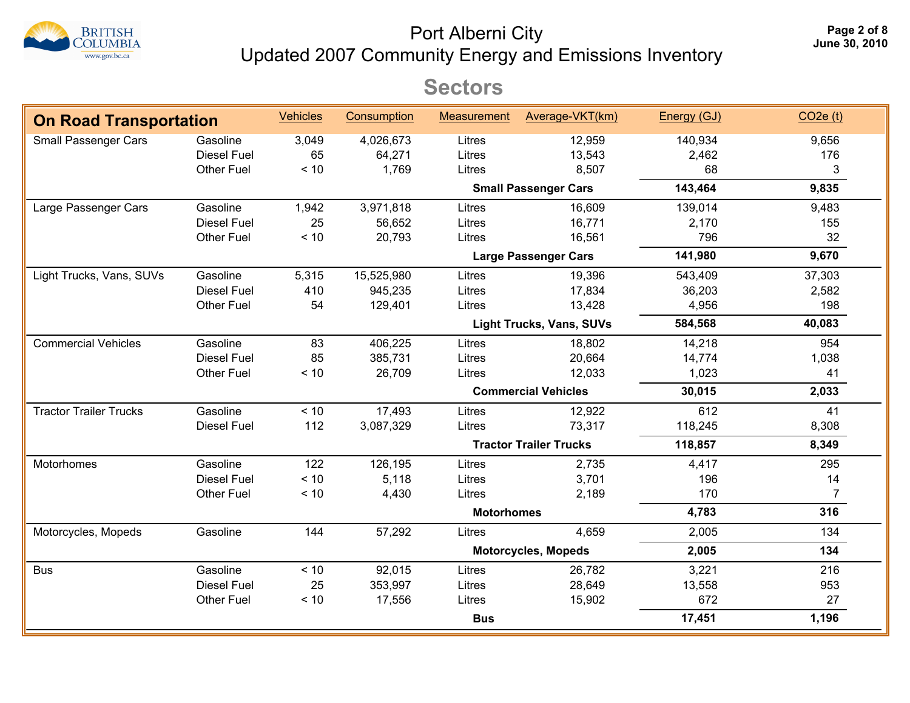# Port Alberni City
## Updated 2007 Community Energy and Emissions Inventory

## Sectors

| On Road Transportation | | Vehicles | Consumption | Measurement | Average-VKT(km) | Energy (GJ) | CO2e (t) |
|---|---|---|---|---|---|---|---|
| Small Passenger Cars | Gasoline | 3,049 | 4,026,673 | Litres | 12,959 | 140,934 | 9,656 |
| | Diesel Fuel | 65 | 64,271 | Litres | 13,543 | 2,462 | 176 |
| | Other Fuel | < 10 | 1,769 | Litres | 8,507 | 68 | 3 |
| | | | | **Small Passenger Cars** | | **143,464** | **9,835** |
| Large Passenger Cars | Gasoline | 1,942 | 3,971,818 | Litres | 16,609 | 139,014 | 9,483 |
| | Diesel Fuel | 25 | 56,652 | Litres | 16,771 | 2,170 | 155 |
| | Other Fuel | < 10 | 20,793 | Litres | 16,561 | 796 | 32 |
| | | | | **Large Passenger Cars** | | **141,980** | **9,670** |
| Light Trucks, Vans, SUVs | Gasoline | 5,315 | 15,525,980 | Litres | 19,396 | 543,409 | 37,303 |
| | Diesel Fuel | 410 | 945,235 | Litres | 17,834 | 36,203 | 2,582 |
| | Other Fuel | 54 | 129,401 | Litres | 13,428 | 4,956 | 198 |
| | | | | **Light Trucks, Vans, SUVs** | | **584,568** | **40,083** |
| Commercial Vehicles | Gasoline | 83 | 406,225 | Litres | 18,802 | 14,218 | 954 |
| | Diesel Fuel | 85 | 385,731 | Litres | 20,664 | 14,774 | 1,038 |
| | Other Fuel | < 10 | 26,709 | Litres | 12,033 | 1,023 | 41 |
| | | | | **Commercial Vehicles** | | **30,015** | **2,033** |
| Tractor Trailer Trucks | Gasoline | < 10 | 17,493 | Litres | 12,922 | 612 | 41 |
| | Diesel Fuel | 112 | 3,087,329 | Litres | 73,317 | 118,245 | 8,308 |
| | | | | **Tractor Trailer Trucks** | | **118,857** | **8,349** |
| Motorhomes | Gasoline | 122 | 126,195 | Litres | 2,735 | 4,417 | 295 |
| | Diesel Fuel | < 10 | 5,118 | Litres | 3,701 | 196 | 14 |
| | Other Fuel | < 10 | 4,430 | Litres | 2,189 | 170 | 7 |
| | | | | **Motorhomes** | | **4,783** | **316** |
| Motorcycles, Mopeds | Gasoline | 144 | 57,292 | Litres | 4,659 | 2,005 | 134 |
| | | | | **Motorcycles, Mopeds** | | **2,005** | **134** |
| Bus | Gasoline | < 10 | 92,015 | Litres | 26,782 | 3,221 | 216 |
| | Diesel Fuel | 25 | 353,997 | Litres | 28,649 | 13,558 | 953 |
| | Other Fuel | < 10 | 17,556 | Litres | 15,902 | 672 | 27 |
| | | | | **Bus** | | **17,451** | **1,196** |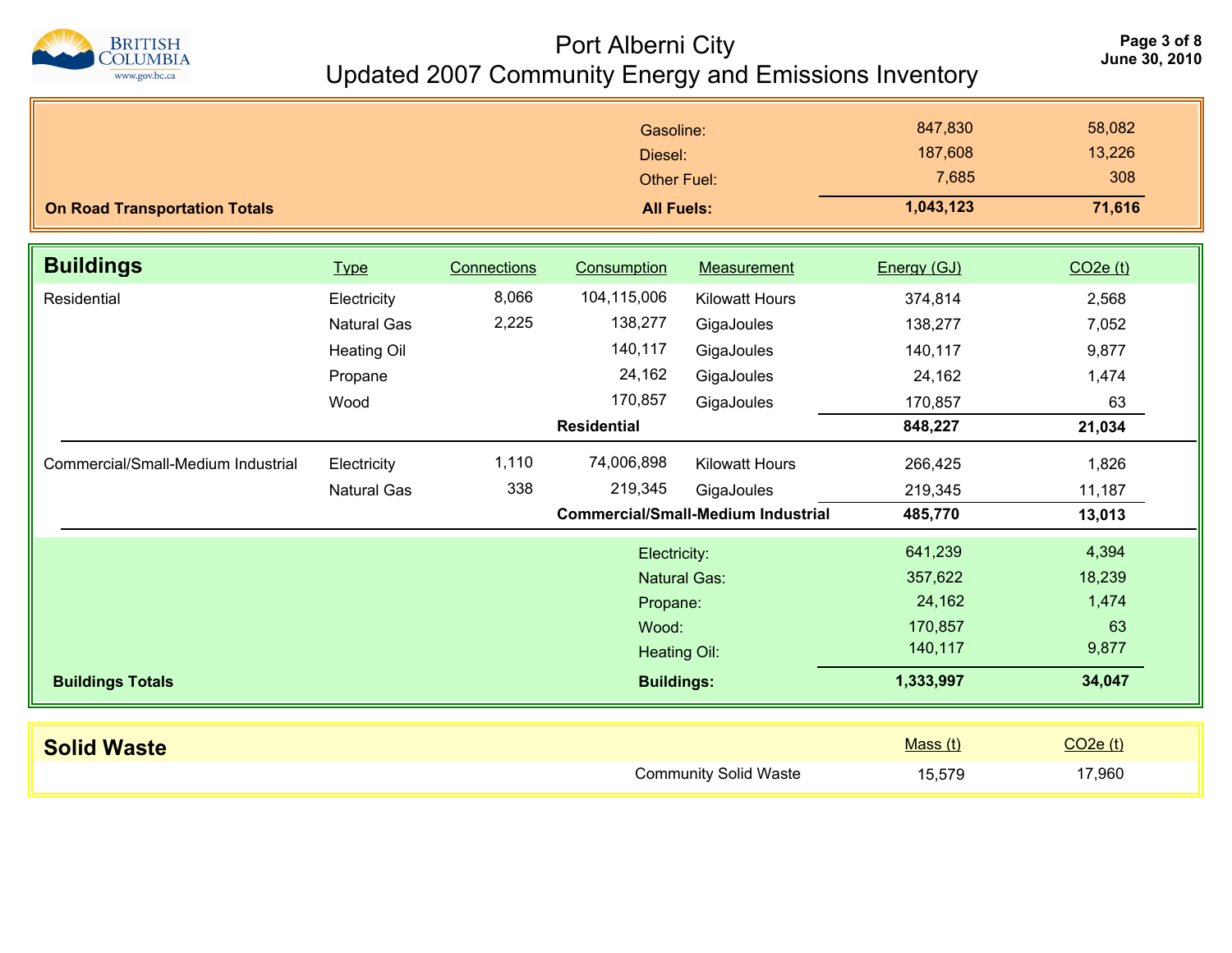| On Road Transportation Totals | | Energy (GJ) | CO2e (t) |
|---|---|---|---|
| | Gasoline: | 847,830 | 58,082 |
| | Diesel: | 187,608 | 13,226 |
| | Other Fuel: | 7,685 | 308 |
| **On Road Transportation Totals** | **All Fuels:** | **1,043,123** | **71,616** |

## Buildings

| Buildings | Type | Connections | Consumption | Measurement | Energy (GJ) | CO2e (t) |
|---|---|---|---|---|---|---|
| Residential | Electricity | 8,066 | 104,115,006 | Kilowatt Hours | 374,814 | 2,568 |
| | Natural Gas | 2,225 | 138,277 | GigaJoules | 138,277 | 7,052 |
| | Heating Oil | | 140,117 | GigaJoules | 140,117 | 9,877 |
| | Propane | | 24,162 | GigaJoules | 24,162 | 1,474 |
| | Wood | | 170,857 | GigaJoules | 170,857 | 63 |
| | | | **Residential** | | **848,227** | **21,034** |
| Commercial/Small-Medium Industrial | Electricity | 1,110 | 74,006,898 | Kilowatt Hours | 266,425 | 1,826 |
| | Natural Gas | 338 | 219,345 | GigaJoules | 219,345 | 11,187 |
| | | | **Commercial/Small-Medium Industrial** | | **485,770** | **13,013** |

| Buildings Totals | | Energy (GJ) | CO2e (t) |
|---|---|---|---|
| | Electricity: | 641,239 | 4,394 |
| | Natural Gas: | 357,622 | 18,239 |
| | Propane: | 24,162 | 1,474 |
| | Wood: | 170,857 | 63 |
| | Heating Oil: | 140,117 | 9,877 |
| **Buildings Totals** | **Buildings:** | **1,333,997** | **34,047** |

## Solid Waste

| | Mass (t) | CO2e (t) |
|---|---|---|
| Community Solid Waste | 15,579 | 17,960 |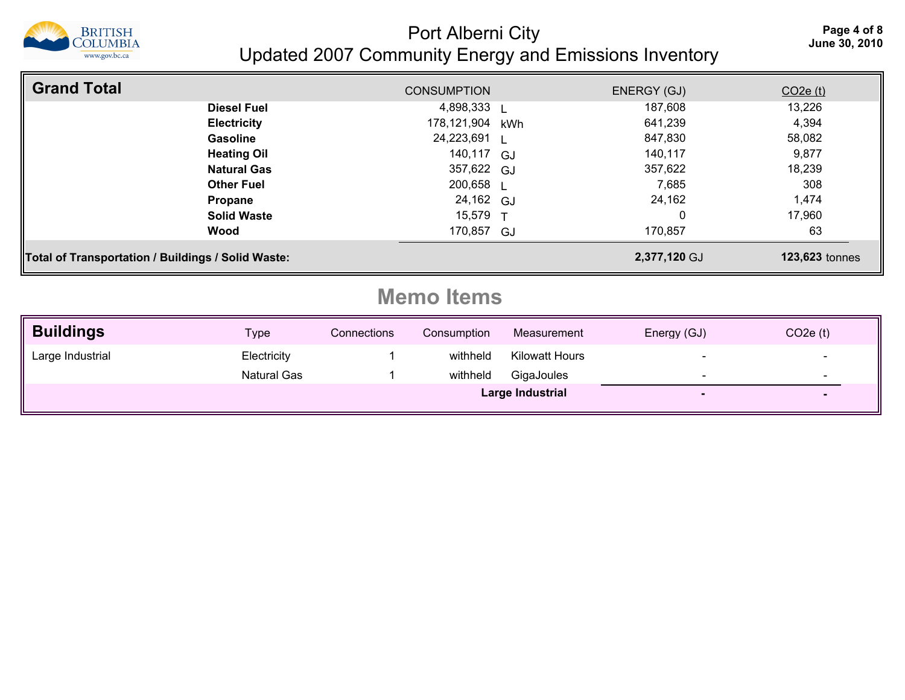# Port Alberni City
## Updated 2007 Community Energy and Emissions Inventory

## Grand Total

| | CONSUMPTION | | ENERGY (GJ) | $CO_2e$ (t) |
|---|---|---|---|---|
| **Diesel Fuel** | 4,898,333 | L | 187,608 | 13,226 |
| **Electricity** | 178,121,904 | kWh | 641,239 | 4,394 |
| **Gasoline** | 24,223,691 | L | 847,830 | 58,082 |
| **Heating Oil** | 140,117 | GJ | 140,117 | 9,877 |
| **Natural Gas** | 357,622 | GJ | 357,622 | 18,239 |
| **Other Fuel** | 200,658 | L | 7,685 | 308 |
| **Propane** | 24,162 | GJ | 24,162 | 1,474 |
| **Solid Waste** | 15,579 | T | 0 | 17,960 |
| **Wood** | 170,857 | GJ | 170,857 | 63 |
| **Total of Transportation / Buildings / Solid Waste:** | | | **2,377,120** GJ | **123,623** tonnes |

## Memo Items

| Buildings | Type | Connections | Consumption | Measurement | Energy (GJ) | $CO_2e$ (t) |
|---|---|---|---|---|---|---|
| Large Industrial | Electricity | 1 | withheld | Kilowatt Hours | - | - |
| | Natural Gas | 1 | withheld | GigaJoules | - | - |
| | | | | **Large Industrial** | **-** | **-** |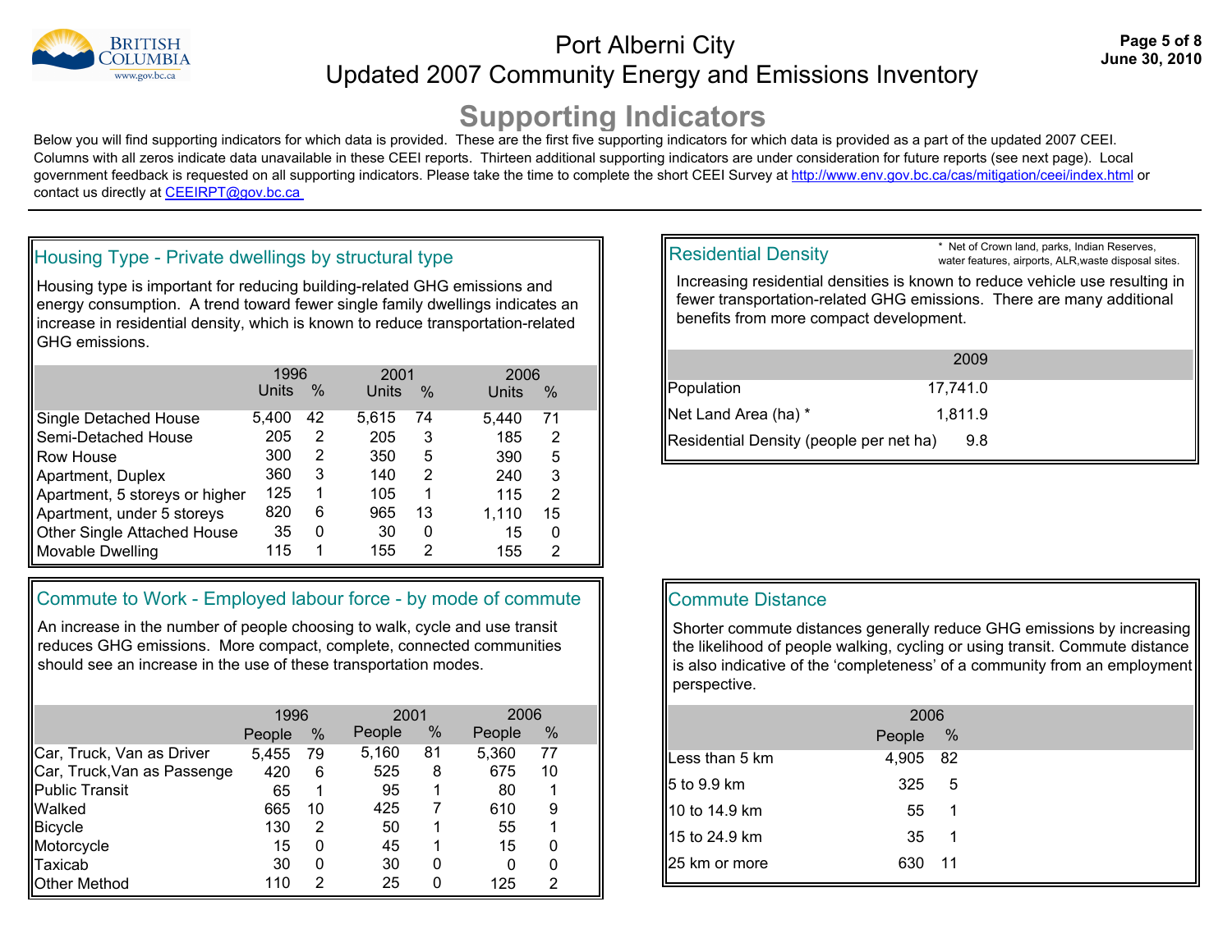# Port Alberni City
## Updated 2007 Community Energy and Emissions Inventory

# Supporting Indicators

Below you will find supporting indicators for which data is provided. These are the first five supporting indicators for which data is provided as a part of the updated 2007 CEEI. Columns with all zeros indicate data unavailable in these CEEI reports. Thirteen additional supporting indicators are under consideration for future reports (see next page). Local government feedback is requested on all supporting indicators. Please take the time to complete the short CEEI Survey at http://www.env.gov.bc.ca/cas/mitigation/ceei/index.html or contact us directly at CEEIRPT@gov.bc.ca

## Housing Type - Private dwellings by structural type

Housing type is important for reducing building-related GHG emissions and energy consumption. A trend toward fewer single family dwellings indicates an increase in residential density, which is known to reduce transportation-related GHG emissions.

| | 1996 | | 2001 | | 2006 | |
|---|---|---|---|---|---|---|
| | Units | % | Units | % | Units | % |
| Single Detached House | 5,400 | 42 | 5,615 | 74 | 5,440 | 71 |
| Semi-Detached House | 205 | 2 | 205 | 3 | 185 | 2 |
| Row House | 300 | 2 | 350 | 5 | 390 | 5 |
| Apartment, Duplex | 360 | 3 | 140 | 2 | 240 | 3 |
| Apartment, 5 storeys or higher | 125 | 1 | 105 | 1 | 115 | 2 |
| Apartment, under 5 storeys | 820 | 6 | 965 | 13 | 1,110 | 15 |
| Other Single Attached House | 35 | 0 | 30 | 0 | 15 | 0 |
| Movable Dwelling | 115 | 1 | 155 | 2 | 155 | 2 |

## Residential Density

\* Net of Crown land, parks, Indian Reserves, water features, airports, ALR,waste disposal sites.

Increasing residential densities is known to reduce vehicle use resulting in fewer transportation-related GHG emissions. There are many additional benefits from more compact development.

| | 2009 |
|---|---|
| Population | 17,741.0 |
| Net Land Area (ha) * | 1,811.9 |
| Residential Density (people per net ha) | 9.8 |

## Commute to Work - Employed labour force - by mode of commute

An increase in the number of people choosing to walk, cycle and use transit reduces GHG emissions. More compact, complete, connected communities should see an increase in the use of these transportation modes.

| | 1996 | | 2001 | | 2006 | |
|---|---|---|---|---|---|---|
| | People | % | People | % | People | % |
| Car, Truck, Van as Driver | 5,455 | 79 | 5,160 | 81 | 5,360 | 77 |
| Car, Truck,Van as Passenge | 420 | 6 | 525 | 8 | 675 | 10 |
| Public Transit | 65 | 1 | 95 | 1 | 80 | 1 |
| Walked | 665 | 10 | 425 | 7 | 610 | 9 |
| Bicycle | 130 | 2 | 50 | 1 | 55 | 1 |
| Motorcycle | 15 | 0 | 45 | 1 | 15 | 0 |
| Taxicab | 30 | 0 | 30 | 0 | 0 | 0 |
| Other Method | 110 | 2 | 25 | 0 | 125 | 2 |

## Commute Distance

Shorter commute distances generally reduce GHG emissions by increasing the likelihood of people walking, cycling or using transit. Commute distance is also indicative of the 'completeness' of a community from an employment perspective.

| | 2006 | |
|---|---|---|
| | People | % |
| Less than 5 km | 4,905 | 82 |
| 5 to 9.9 km | 325 | 5 |
| 10 to 14.9 km | 55 | 1 |
| 15 to 24.9 km | 35 | 1 |
| 25 km or more | 630 | 11 |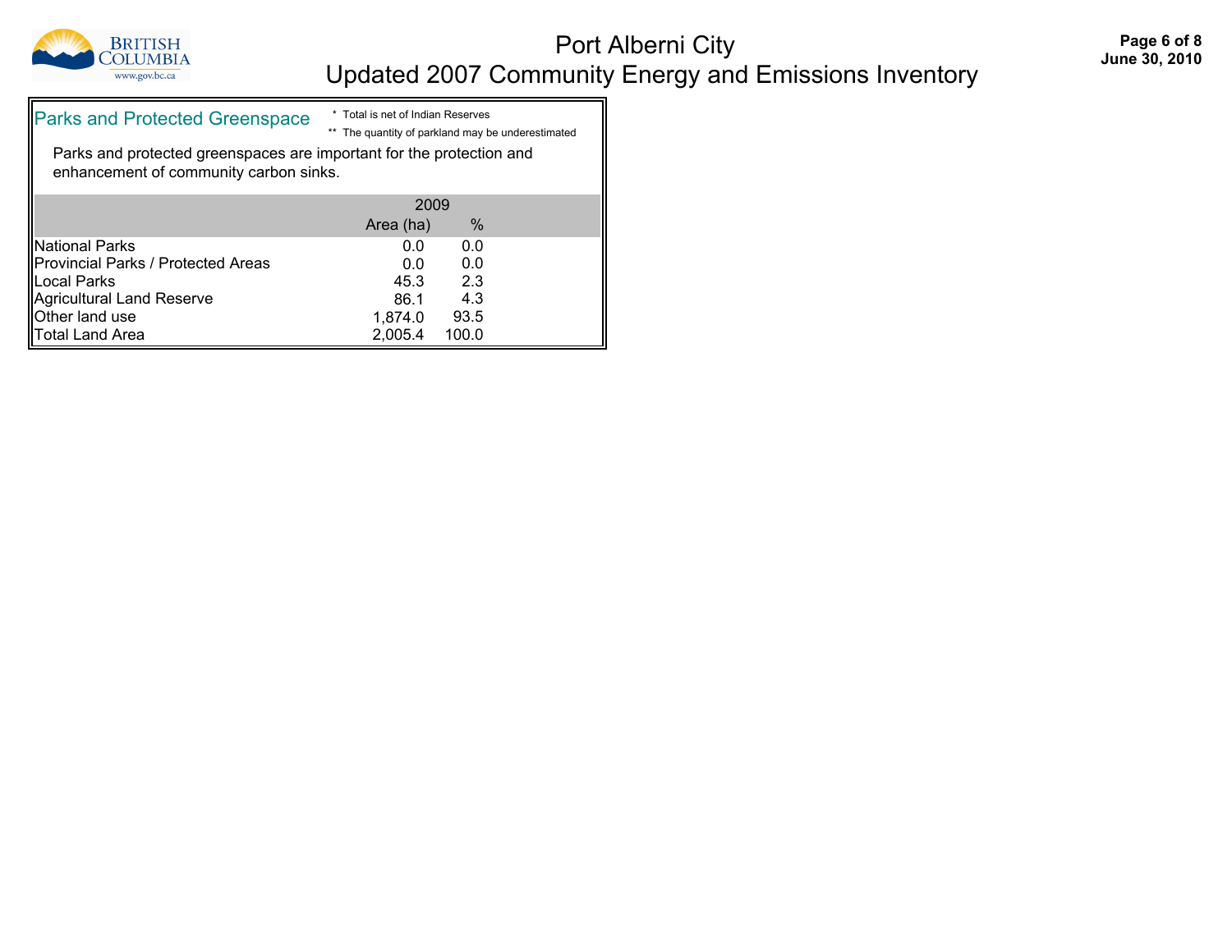## Parks and Protected Greenspace

\* Total is net of Indian Reserves

\*\* The quantity of parkland may be underestimated

Parks and protected greenspaces are important for the protection and enhancement of community carbon sinks.

| | 2009 | |
|---|---|---|
| | Area (ha) | % |
| National Parks | 0.0 | 0.0 |
| Provincial Parks / Protected Areas | 0.0 | 0.0 |
| Local Parks | 45.3 | 2.3 |
| Agricultural Land Reserve | 86.1 | 4.3 |
| Other land use | 1,874.0 | 93.5 |
| Total Land Area | 2,005.4 | 100.0 |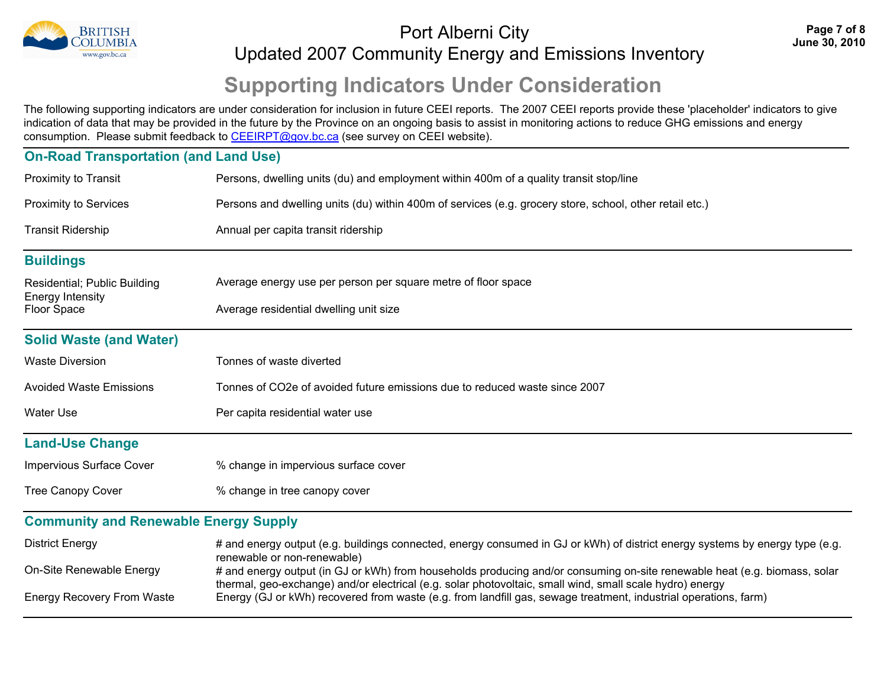# Port Alberni City
## Updated 2007 Community Energy and Emissions Inventory

## Supporting Indicators Under Consideration

The following supporting indicators are under consideration for inclusion in future CEEI reports. The 2007 CEEI reports provide these 'placeholder' indicators to give indication of data that may be provided in the future by the Province on an ongoing basis to assist in monitoring actions to reduce GHG emissions and energy consumption. Please submit feedback to CEEIRPT@gov.bc.ca (see survey on CEEI website).

### On-Road Transportation (and Land Use)

| Indicator | Description |
|---|---|
| Proximity to Transit | Persons, dwelling units (du) and employment within 400m of a quality transit stop/line |
| Proximity to Services | Persons and dwelling units (du) within 400m of services (e.g. grocery store, school, other retail etc.) |
| Transit Ridership | Annual per capita transit ridership |

### Buildings

| Indicator | Description |
|---|---|
| Residential; Public Building Energy Intensity | Average energy use per person per square metre of floor space |
| Floor Space | Average residential dwelling unit size |

### Solid Waste (and Water)

| Indicator | Description |
|---|---|
| Waste Diversion | Tonnes of waste diverted |
| Avoided Waste Emissions | Tonnes of $CO_2e$ of avoided future emissions due to reduced waste since 2007 |
| Water Use | Per capita residential water use |

### Land-Use Change

| Indicator | Description |
|---|---|
| Impervious Surface Cover | % change in impervious surface cover |
| Tree Canopy Cover | % change in tree canopy cover |

### Community and Renewable Energy Supply

| Indicator | Description |
|---|---|
| District Energy | # and energy output (e.g. buildings connected, energy consumed in GJ or kWh) of district energy systems by energy type (e.g. renewable or non-renewable) |
| On-Site Renewable Energy | # and energy output (in GJ or kWh) from households producing and/or consuming on-site renewable heat (e.g. biomass, solar thermal, geo-exchange) and/or electrical (e.g. solar photovoltaic, small wind, small scale hydro) energy |
| Energy Recovery From Waste | Energy (GJ or kWh) recovered from waste (e.g. from landfill gas, sewage treatment, industrial operations, farm) |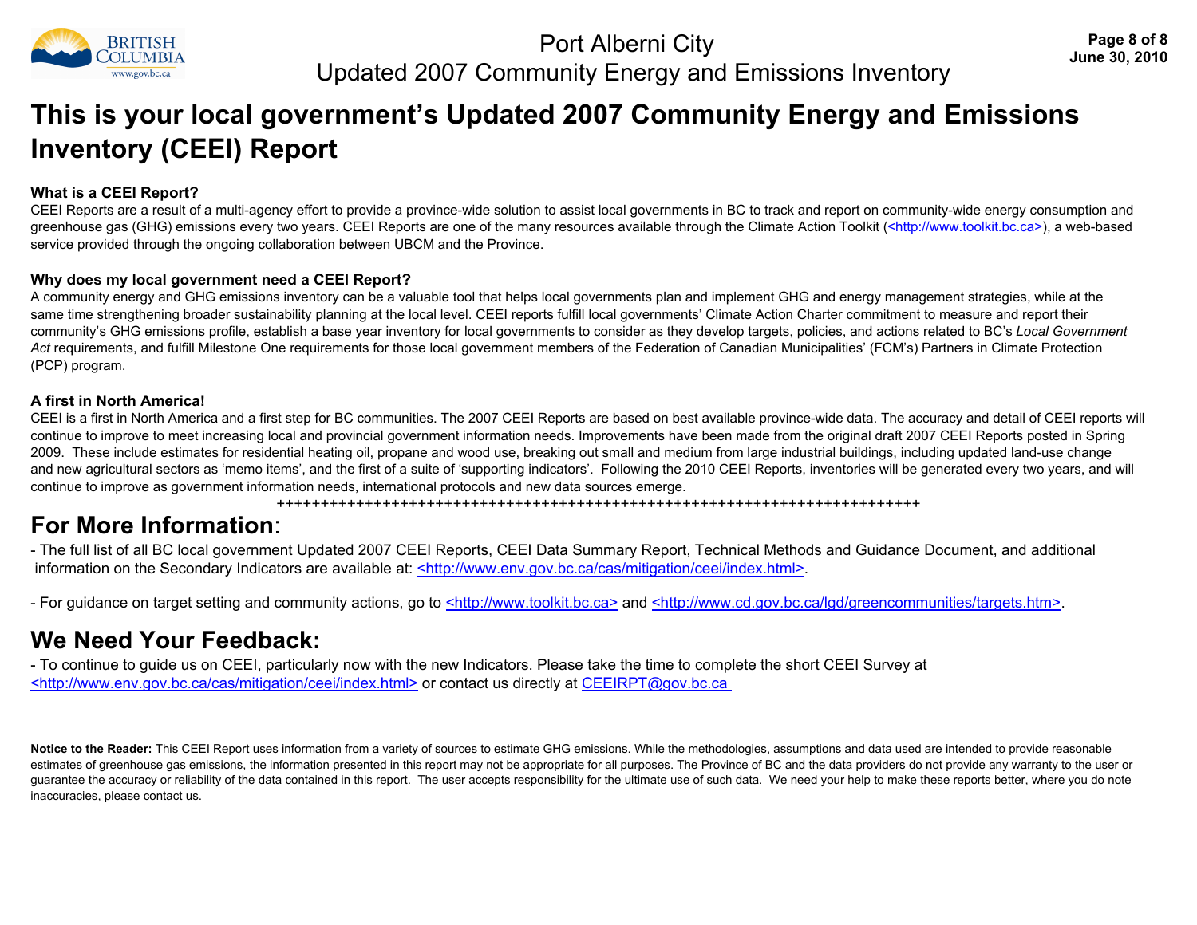# This is your local government's Updated 2007 Community Energy and Emissions Inventory (CEEI) Report

**What is a CEEI Report?**

CEEI Reports are a result of a multi-agency effort to provide a province-wide solution to assist local governments in BC to track and report on community-wide energy consumption and greenhouse gas (GHG) emissions every two years. CEEI Reports are one of the many resources available through the Climate Action Toolkit (<http://www.toolkit.bc.ca>), a web-based service provided through the ongoing collaboration between UBCM and the Province.

**Why does my local government need a CEEI Report?**

A community energy and GHG emissions inventory can be a valuable tool that helps local governments plan and implement GHG and energy management strategies, while at the same time strengthening broader sustainability planning at the local level. CEEI reports fulfill local governments' Climate Action Charter commitment to measure and report their community's GHG emissions profile, establish a base year inventory for local governments to consider as they develop targets, policies, and actions related to BC's *Local Government Act* requirements, and fulfill Milestone One requirements for those local government members of the Federation of Canadian Municipalities' (FCM's) Partners in Climate Protection (PCP) program.

**A first in North America!**

CEEI is a first in North America and a first step for BC communities. The 2007 CEEI Reports are based on best available province-wide data. The accuracy and detail of CEEI reports will continue to improve to meet increasing local and provincial government information needs. Improvements have been made from the original draft 2007 CEEI Reports posted in Spring 2009. These include estimates for residential heating oil, propane and wood use, breaking out small and medium from large industrial buildings, including updated land-use change and new agricultural sectors as 'memo items', and the first of a suite of 'supporting indicators'. Following the 2010 CEEI Reports, inventories will be generated every two years, and will continue to improve as government information needs, international protocols and new data sources emerge.

++++++++++++++++++++++++++++++++++++++++++++++++++++++++++++++++++++++++++++

## For More Information:

- The full list of all BC local government Updated 2007 CEEI Reports, CEEI Data Summary Report, Technical Methods and Guidance Document, and additional information on the Secondary Indicators are available at: <http://www.env.gov.bc.ca/cas/mitigation/ceei/index.html>.

- For guidance on target setting and community actions, go to <http://www.toolkit.bc.ca> and <http://www.cd.gov.bc.ca/lgd/greencommunities/targets.htm>.

## We Need Your Feedback:

- To continue to guide us on CEEI, particularly now with the new Indicators. Please take the time to complete the short CEEI Survey at <http://www.env.gov.bc.ca/cas/mitigation/ceei/index.html> or contact us directly at CEEIRPT@gov.bc.ca

**Notice to the Reader:** This CEEI Report uses information from a variety of sources to estimate GHG emissions. While the methodologies, assumptions and data used are intended to provide reasonable estimates of greenhouse gas emissions, the information presented in this report may not be appropriate for all purposes. The Province of BC and the data providers do not provide any warranty to the user or guarantee the accuracy or reliability of the data contained in this report. The user accepts responsibility for the ultimate use of such data. We need your help to make these reports better, where you do note inaccuracies, please contact us.